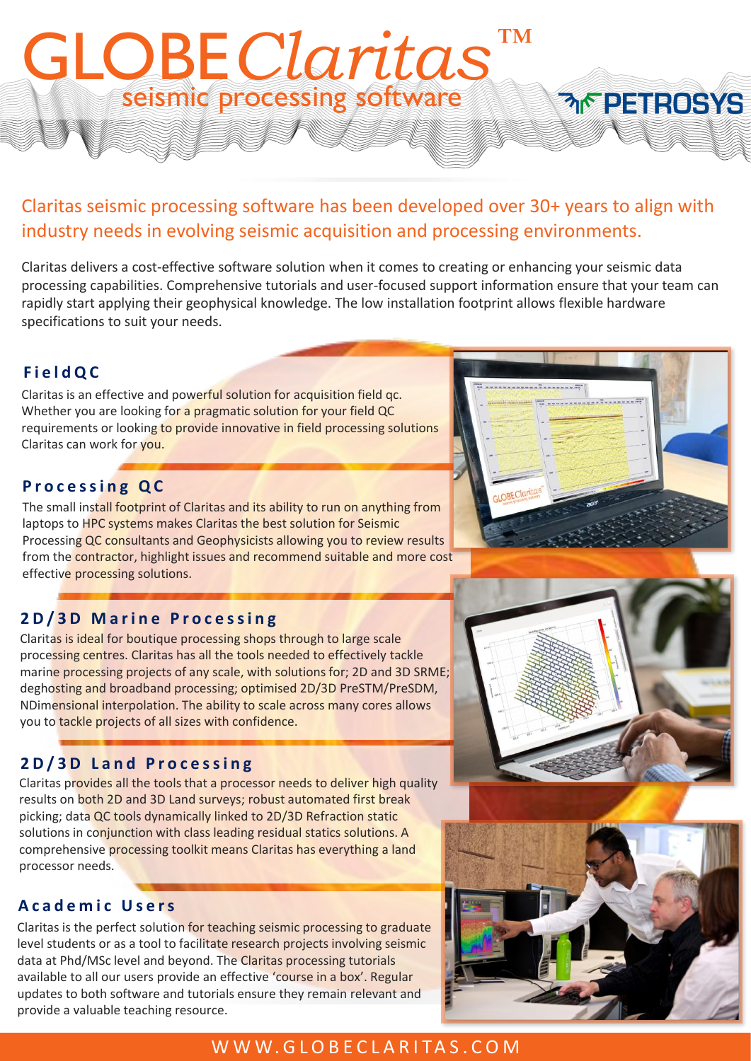# GLOBE*Claritas*™

## seismic processing software

PETROSYS

Claritas seismic processing software has been developed over 30+ years to align with industry needs in evolving seismic acquisition and processing environments.

Claritas delivers a cost-effective software solution when it comes to creating or enhancing your seismic data processing capabilities. Comprehensive tutorials and user-focused support information ensure that your team can rapidly start applying their geophysical knowledge. The low installation footprint allows flexible hardware specifications to suit your needs.

### FieldQC

Claritas is an effective and powerful solution for acquisition field qc. Whether you are looking for a pragmatic solution for your field QC requirements or looking to provide innovative in field processing solutions Claritas can work for you.

### Processing QC

The small install footprint of Claritas and its ability to run on anything from laptops to HPC systems makes Claritas the best solution for Seismic Processing QC consultants and Geophysicists allowing you to review results from the contractor, highlight issues and recommend suitable and more cost effective processing solutions.

### 2D/3D Marine Processing

Claritas is ideal for boutique processing shops through to large scale processing centres. Claritas has all the tools needed to effectively tackle marine processing projects of any scale, with solutions for; 2D and 3D SRME; deghosting and broadband processing; optimised 2D/3D PreSTM/PreSDM, NDimensional interpolation. The ability to scale across many cores allows you to tackle projects of all sizes with confidence.

### 2D/3D Land Processing

Claritas provides all the tools that a processor needs to deliver high quality results on both 2D and 3D Land surveys; robust automated first break picking; data QC tools dynamically linked to 2D/3D Refraction static solutions in conjunction with class leading residual statics solutions. A comprehensive processing toolkit means Claritas has everything a land processor needs.

### Academic Users

Claritas is the perfect solution for teaching seismic processing to graduate level students or as a tool to facilitate research projects involving seismic data at Phd/MSc level and beyond. The Claritas processing tutorials available to all our users provide an effective 'course in a box'. Regular updates to both software and tutorials ensure they remain relevant and provide a valuable teaching resource.

WWW.GLOBECLARITAS.COM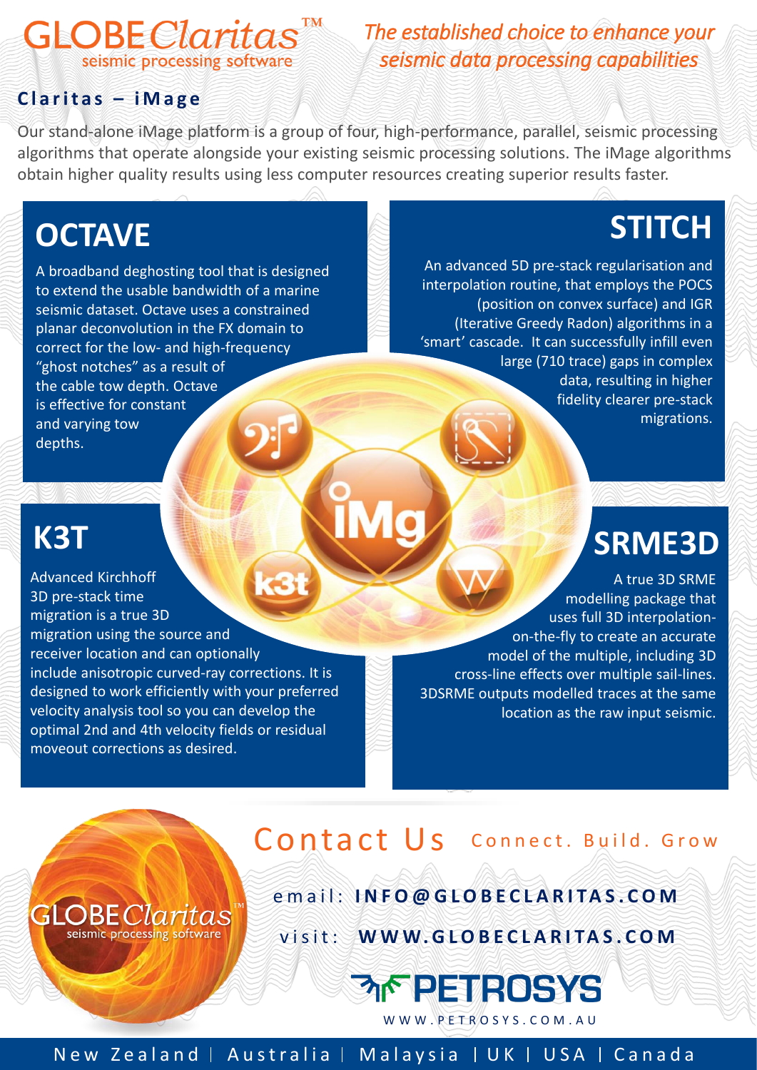# GLOBE Claritas™

seismic processing software

*The established choice to enhance your seismic data processing capabilities*

## Claritas – iMage

Our stand-alone iMage platform is a group of four, high-performance, parallel, seismic processing algorithms that operate alongside your existing seismic processing solutions. The iMage algorithms obtain higher quality results using less computer resources creating superior results faster.

## OCTAVE

A broadband deghosting tool that is designed to extend the usable bandwidth of a marine seismic dataset. Octave uses a constrained planar deconvolution in the FX domain to correct for the low- and high-frequency "ghost notches" as a result of the cable tow depth. Octave is effective for constant and varying tow depths.

## STITCH

An advanced 5D pre-stack regularisation and interpolation routine, that employs the POCS (position on convex surface) and IGR (Iterative Greedy Radon) algorithms in a 'smart' cascade. It can successfully infill even large (710 trace) gaps in complex data, resulting in higher fidelity clearer pre-stack migrations.

## K3T

Advanced Kirchhoff 3D pre-stack time migration is a true 3D migration using the source and receiver location and can optionally include anisotropic curved-ray corrections. It is designed to work efficiently with your preferred velocity analysis tool so you can develop the optimal 2nd and 4th velocity fields or residual moveout corrections as desired.

## SRME3D

A true 3D SRME modelling package that uses full 3D interpolation-on-the-fly to create an accurate model of the multiple, including 3D cross-line effects over multiple sail-lines. 3DSRME outputs modelled traces at the same location as the raw input seismic.

## Contact Us

Connect. Build. Grow

email: **INFO@GLOBECLARITAS.COM**

visit: **WWW.GLOBECLARITAS.COM**

GLOBE Claritas™ seismic processing software

PETROSYS

WWW.PETROSYS.COM.AU

New Zealand | Australia | Malaysia | UK | USA | Canada